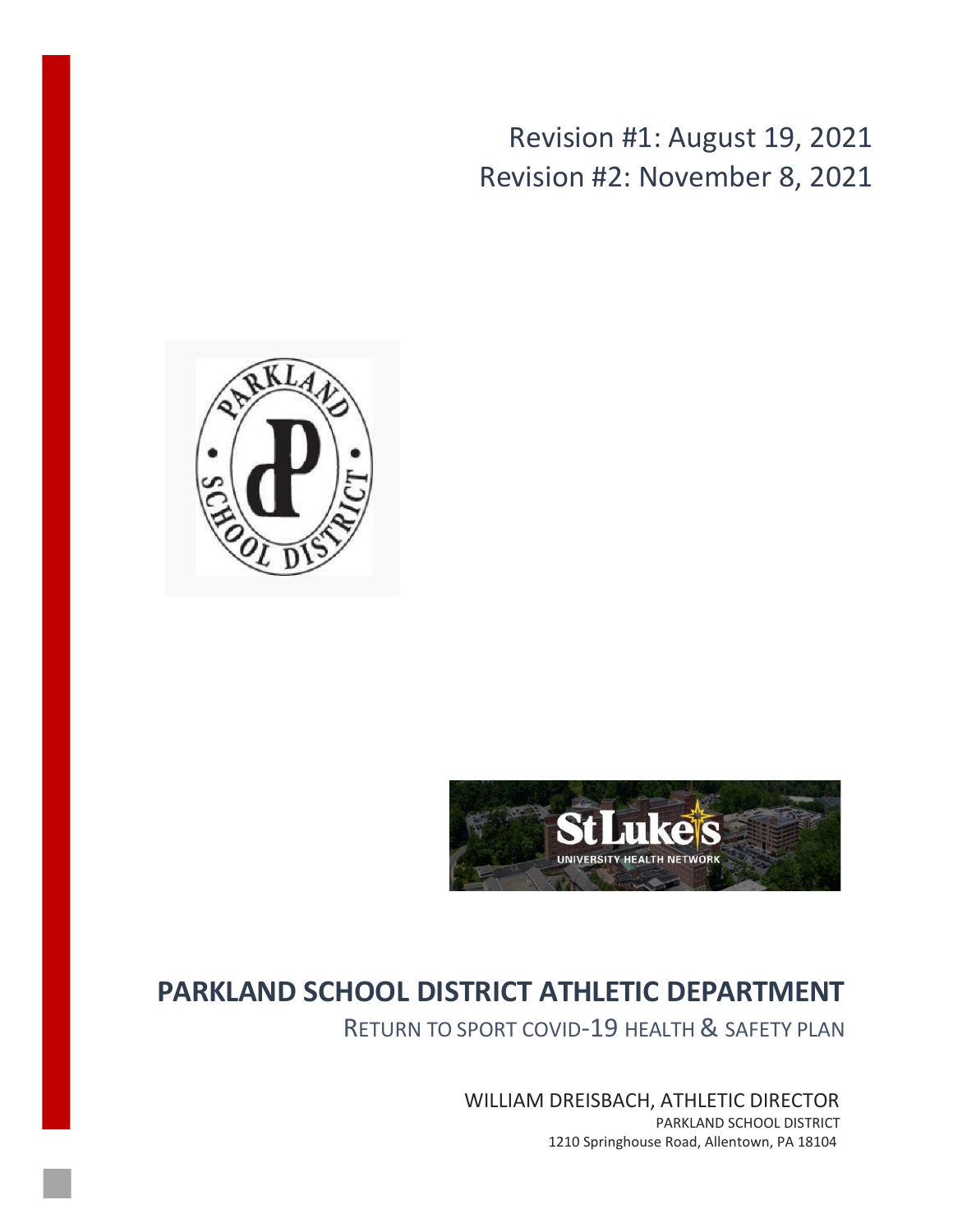Revision #1: August 19, 2021
Revision #2: November 8, 2021

# PARKLAND SCHOOL DISTRICT ATHLETIC DEPARTMENT

## RETURN TO SPORT COVID-19 HEALTH & SAFETY PLAN

WILLIAM DREISBACH, ATHLETIC DIRECTOR
PARKLAND SCHOOL DISTRICT
1210 Springhouse Road, Allentown, PA 18104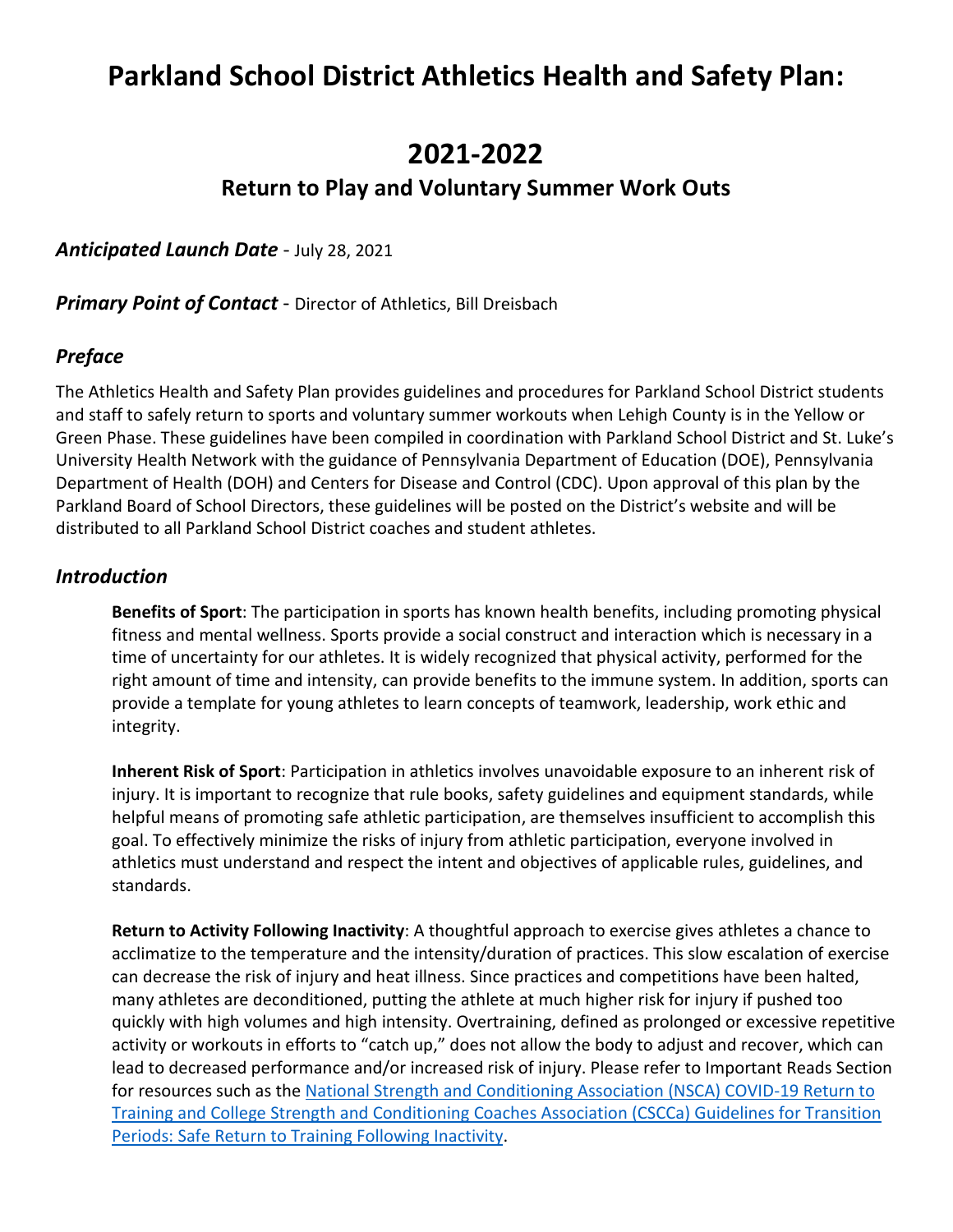# Parkland School District Athletics Health and Safety Plan:

# 2021-2022

## Return to Play and Voluntary Summer Work Outs

***Anticipated Launch Date*** - July 28, 2021

***Primary Point of Contact*** - Director of Athletics, Bill Dreisbach

### *Preface*

The Athletics Health and Safety Plan provides guidelines and procedures for Parkland School District students and staff to safely return to sports and voluntary summer workouts when Lehigh County is in the Yellow or Green Phase. These guidelines have been compiled in coordination with Parkland School District and St. Luke's University Health Network with the guidance of Pennsylvania Department of Education (DOE), Pennsylvania Department of Health (DOH) and Centers for Disease and Control (CDC). Upon approval of this plan by the Parkland Board of School Directors, these guidelines will be posted on the District's website and will be distributed to all Parkland School District coaches and student athletes.

### *Introduction*

**Benefits of Sport**: The participation in sports has known health benefits, including promoting physical fitness and mental wellness. Sports provide a social construct and interaction which is necessary in a time of uncertainty for our athletes. It is widely recognized that physical activity, performed for the right amount of time and intensity, can provide benefits to the immune system. In addition, sports can provide a template for young athletes to learn concepts of teamwork, leadership, work ethic and integrity.

**Inherent Risk of Sport**: Participation in athletics involves unavoidable exposure to an inherent risk of injury. It is important to recognize that rule books, safety guidelines and equipment standards, while helpful means of promoting safe athletic participation, are themselves insufficient to accomplish this goal. To effectively minimize the risks of injury from athletic participation, everyone involved in athletics must understand and respect the intent and objectives of applicable rules, guidelines, and standards.

**Return to Activity Following Inactivity**: A thoughtful approach to exercise gives athletes a chance to acclimatize to the temperature and the intensity/duration of practices. This slow escalation of exercise can decrease the risk of injury and heat illness. Since practices and competitions have been halted, many athletes are deconditioned, putting the athlete at much higher risk for injury if pushed too quickly with high volumes and high intensity. Overtraining, defined as prolonged or excessive repetitive activity or workouts in efforts to "catch up," does not allow the body to adjust and recover, which can lead to decreased performance and/or increased risk of injury. Please refer to Important Reads Section for resources such as the National Strength and Conditioning Association (NSCA) COVID-19 Return to Training and College Strength and Conditioning Coaches Association (CSCCa) Guidelines for Transition Periods: Safe Return to Training Following Inactivity.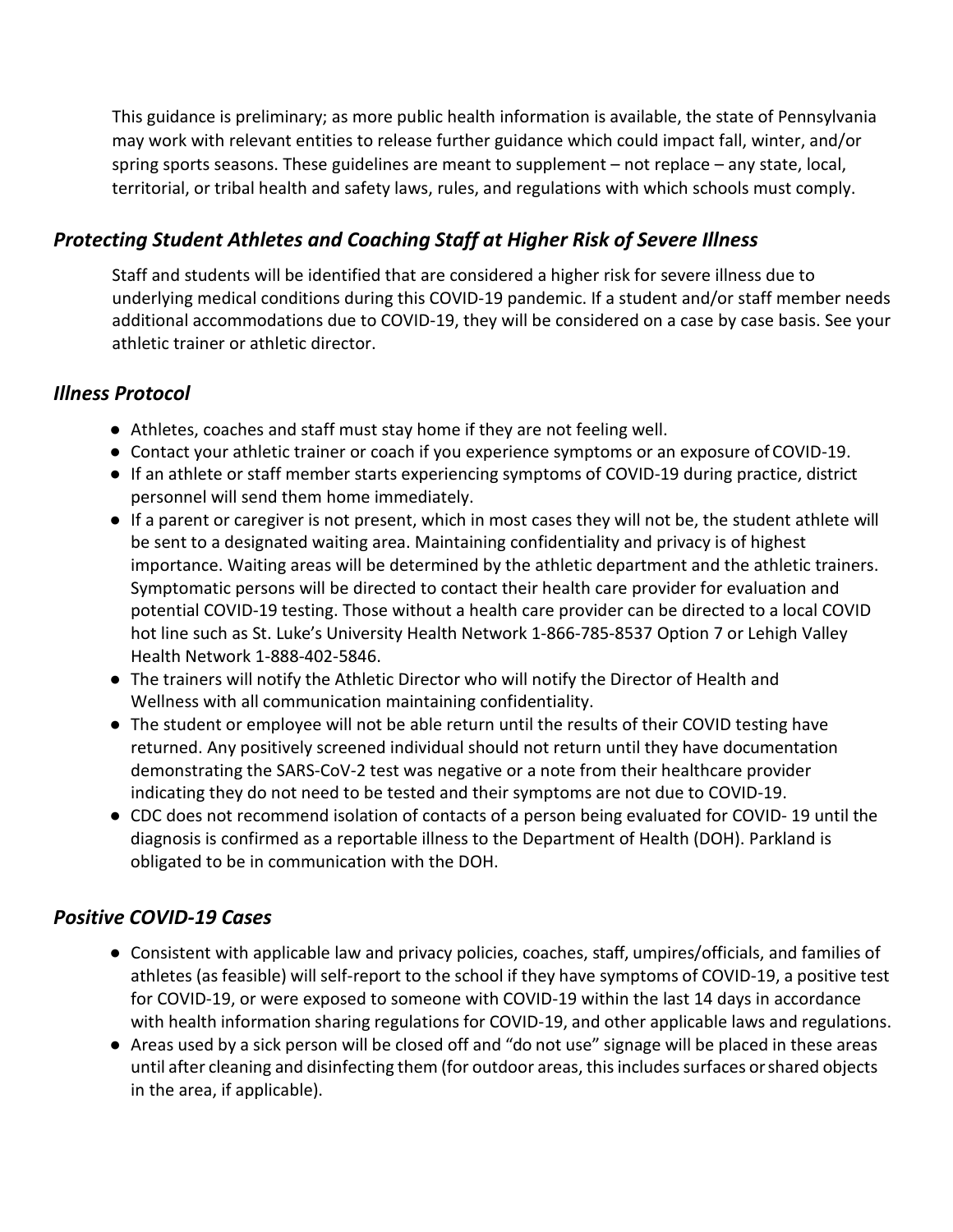This guidance is preliminary; as more public health information is available, the state of Pennsylvania may work with relevant entities to release further guidance which could impact fall, winter, and/or spring sports seasons. These guidelines are meant to supplement – not replace – any state, local, territorial, or tribal health and safety laws, rules, and regulations with which schools must comply.

## *Protecting Student Athletes and Coaching Staff at Higher Risk of Severe Illness*

Staff and students will be identified that are considered a higher risk for severe illness due to underlying medical conditions during this COVID-19 pandemic. If a student and/or staff member needs additional accommodations due to COVID-19, they will be considered on a case by case basis. See your athletic trainer or athletic director.

## *Illness Protocol*

- Athletes, coaches and staff must stay home if they are not feeling well.
- Contact your athletic trainer or coach if you experience symptoms or an exposure of COVID-19.
- If an athlete or staff member starts experiencing symptoms of COVID-19 during practice, district personnel will send them home immediately.
- If a parent or caregiver is not present, which in most cases they will not be, the student athlete will be sent to a designated waiting area. Maintaining confidentiality and privacy is of highest importance. Waiting areas will be determined by the athletic department and the athletic trainers. Symptomatic persons will be directed to contact their health care provider for evaluation and potential COVID-19 testing. Those without a health care provider can be directed to a local COVID hot line such as St. Luke's University Health Network 1-866-785-8537 Option 7 or Lehigh Valley Health Network 1-888-402-5846.
- The trainers will notify the Athletic Director who will notify the Director of Health and Wellness with all communication maintaining confidentiality.
- The student or employee will not be able return until the results of their COVID testing have returned. Any positively screened individual should not return until they have documentation demonstrating the SARS-CoV-2 test was negative or a note from their healthcare provider indicating they do not need to be tested and their symptoms are not due to COVID-19.
- CDC does not recommend isolation of contacts of a person being evaluated for COVID- 19 until the diagnosis is confirmed as a reportable illness to the Department of Health (DOH). Parkland is obligated to be in communication with the DOH.

## *Positive COVID-19 Cases*

- Consistent with applicable law and privacy policies, coaches, staff, umpires/officials, and families of athletes (as feasible) will self-report to the school if they have symptoms of COVID-19, a positive test for COVID-19, or were exposed to someone with COVID-19 within the last 14 days in accordance with health information sharing regulations for COVID-19, and other applicable laws and regulations.
- Areas used by a sick person will be closed off and "do not use" signage will be placed in these areas until after cleaning and disinfecting them (for outdoor areas, this includes surfaces or shared objects in the area, if applicable).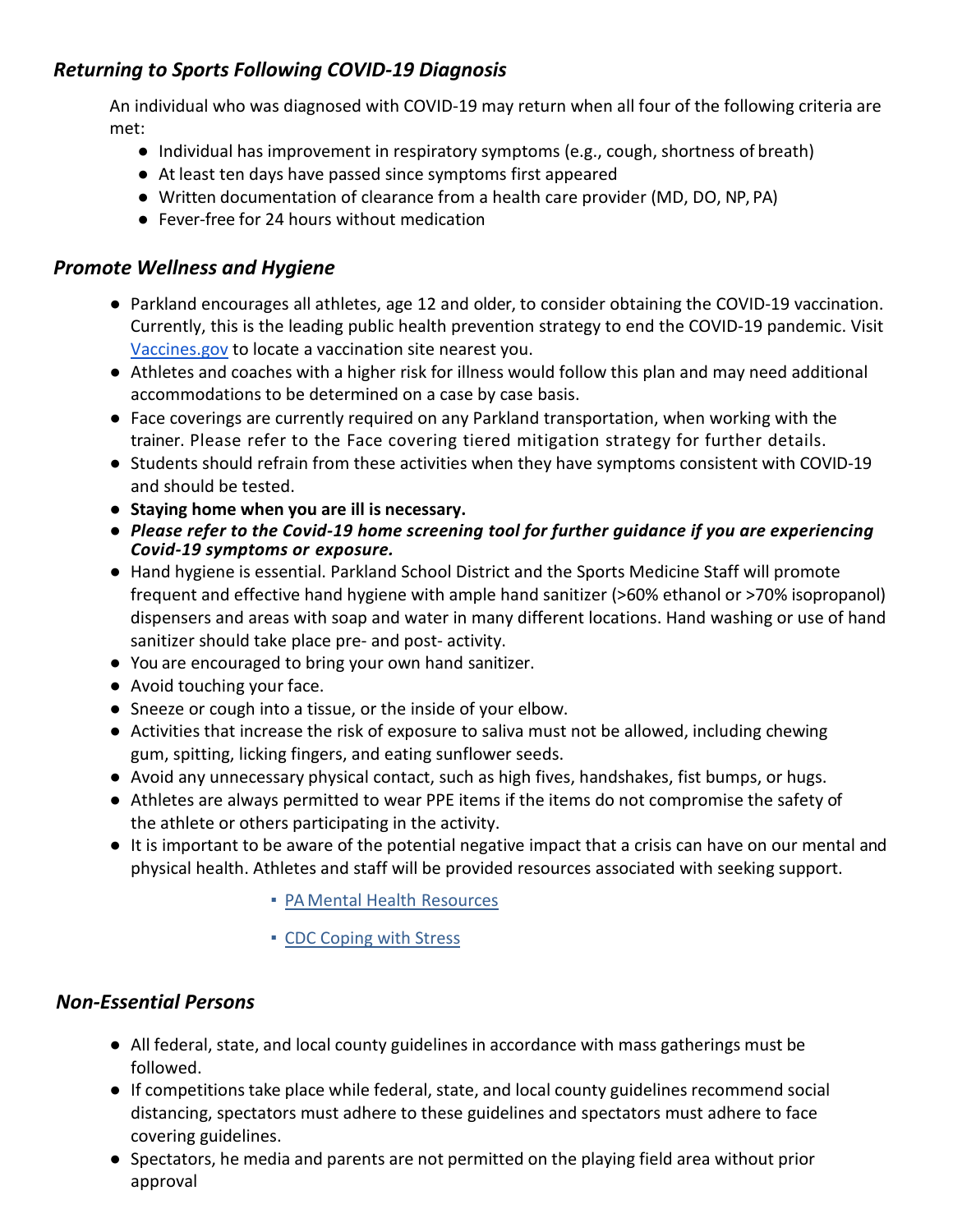### *Returning to Sports Following COVID-19 Diagnosis*

An individual who was diagnosed with COVID-19 may return when all four of the following criteria are met:

- Individual has improvement in respiratory symptoms (e.g., cough, shortness of breath)
- At least ten days have passed since symptoms first appeared
- Written documentation of clearance from a health care provider (MD, DO, NP, PA)
- Fever-free for 24 hours without medication

### *Promote Wellness and Hygiene*

- Parkland encourages all athletes, age 12 and older, to consider obtaining the COVID-19 vaccination. Currently, this is the leading public health prevention strategy to end the COVID-19 pandemic. Visit [Vaccines.gov](Vaccines.gov) to locate a vaccination site nearest you.
- Athletes and coaches with a higher risk for illness would follow this plan and may need additional accommodations to be determined on a case by case basis.
- Face coverings are currently required on any Parkland transportation, when working with the trainer. Please refer to the Face covering tiered mitigation strategy for further details.
- Students should refrain from these activities when they have symptoms consistent with COVID-19 and should be tested.
- **Staying home when you are ill is necessary.**
- ***Please refer to the Covid-19 home screening tool for further guidance if you are experiencing Covid-19 symptoms or exposure.***
- Hand hygiene is essential. Parkland School District and the Sports Medicine Staff will promote frequent and effective hand hygiene with ample hand sanitizer (>60% ethanol or >70% isopropanol) dispensers and areas with soap and water in many different locations. Hand washing or use of hand sanitizer should take place pre- and post- activity.
- You are encouraged to bring your own hand sanitizer.
- Avoid touching your face.
- Sneeze or cough into a tissue, or the inside of your elbow.
- Activities that increase the risk of exposure to saliva must not be allowed, including chewing gum, spitting, licking fingers, and eating sunflower seeds.
- Avoid any unnecessary physical contact, such as high fives, handshakes, fist bumps, or hugs.
- Athletes are always permitted to wear PPE items if the items do not compromise the safety of the athlete or others participating in the activity.
- It is important to be aware of the potential negative impact that a crisis can have on our mental and physical health. Athletes and staff will be provided resources associated with seeking support.
    - PA Mental Health Resources
    - CDC Coping with Stress

### *Non-Essential Persons*

- All federal, state, and local county guidelines in accordance with mass gatherings must be followed.
- If competitions take place while federal, state, and local county guidelines recommend social distancing, spectators must adhere to these guidelines and spectators must adhere to face covering guidelines.
- Spectators, he media and parents are not permitted on the playing field area without prior approval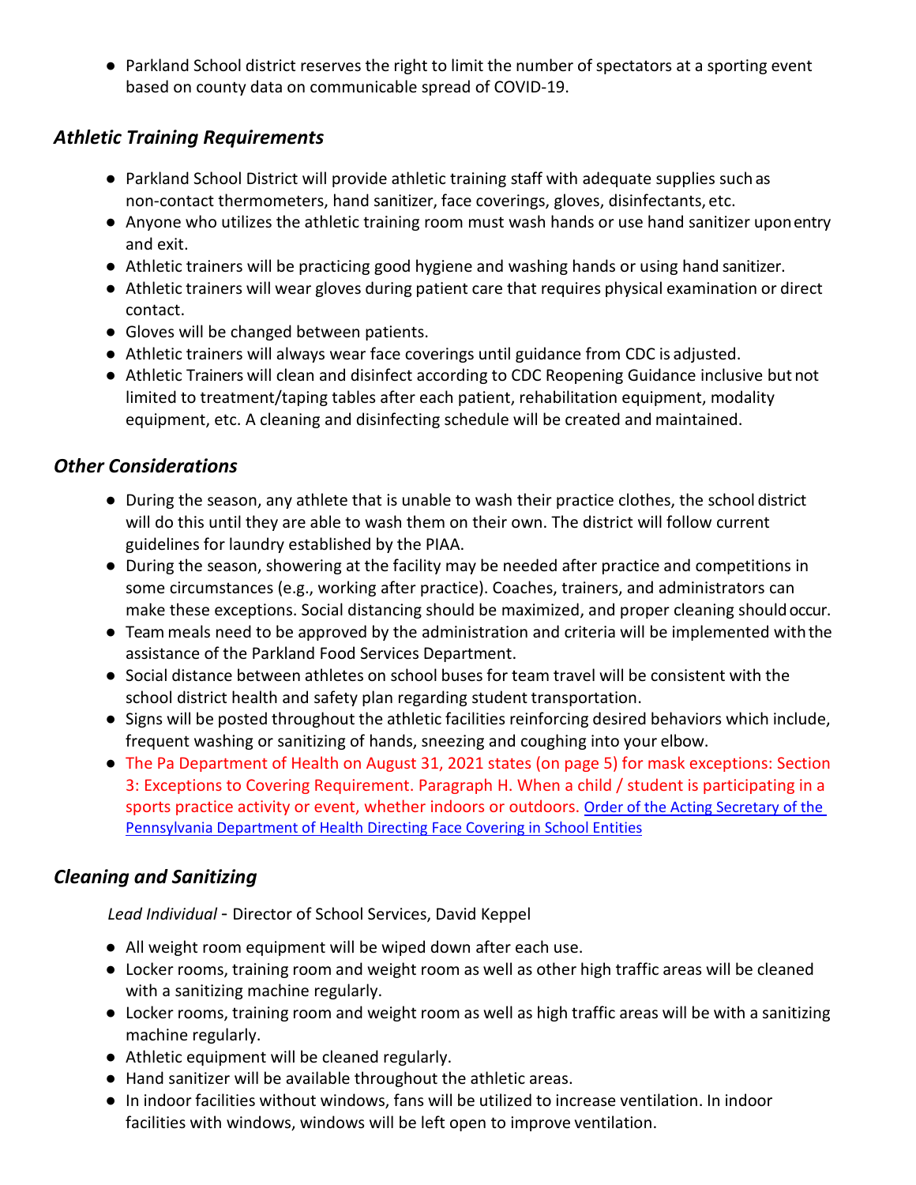- Parkland School district reserves the right to limit the number of spectators at a sporting event based on county data on communicable spread of COVID-19.

### *Athletic Training Requirements*

- Parkland School District will provide athletic training staff with adequate supplies such as non-contact thermometers, hand sanitizer, face coverings, gloves, disinfectants, etc.
- Anyone who utilizes the athletic training room must wash hands or use hand sanitizer upon entry and exit.
- Athletic trainers will be practicing good hygiene and washing hands or using hand sanitizer.
- Athletic trainers will wear gloves during patient care that requires physical examination or direct contact.
- Gloves will be changed between patients.
- Athletic trainers will always wear face coverings until guidance from CDC is adjusted.
- Athletic Trainers will clean and disinfect according to CDC Reopening Guidance inclusive but not limited to treatment/taping tables after each patient, rehabilitation equipment, modality equipment, etc. A cleaning and disinfecting schedule will be created and maintained.

### *Other Considerations*

- During the season, any athlete that is unable to wash their practice clothes, the school district will do this until they are able to wash them on their own. The district will follow current guidelines for laundry established by the PIAA.
- During the season, showering at the facility may be needed after practice and competitions in some circumstances (e.g., working after practice). Coaches, trainers, and administrators can make these exceptions. Social distancing should be maximized, and proper cleaning should occur.
- Team meals need to be approved by the administration and criteria will be implemented with the assistance of the Parkland Food Services Department.
- Social distance between athletes on school buses for team travel will be consistent with the school district health and safety plan regarding student transportation.
- Signs will be posted throughout the athletic facilities reinforcing desired behaviors which include, frequent washing or sanitizing of hands, sneezing and coughing into your elbow.
- The Pa Department of Health on August 31, 2021 states (on page 5) for mask exceptions: Section 3: Exceptions to Covering Requirement. Paragraph H. When a child / student is participating in a sports practice activity or event, whether indoors or outdoors. Order of the Acting Secretary of the Pennsylvania Department of Health Directing Face Covering in School Entities

### *Cleaning and Sanitizing*

*Lead Individual* - Director of School Services, David Keppel

- All weight room equipment will be wiped down after each use.
- Locker rooms, training room and weight room as well as other high traffic areas will be cleaned with a sanitizing machine regularly.
- Locker rooms, training room and weight room as well as high traffic areas will be with a sanitizing machine regularly.
- Athletic equipment will be cleaned regularly.
- Hand sanitizer will be available throughout the athletic areas.
- In indoor facilities without windows, fans will be utilized to increase ventilation. In indoor facilities with windows, windows will be left open to improve ventilation.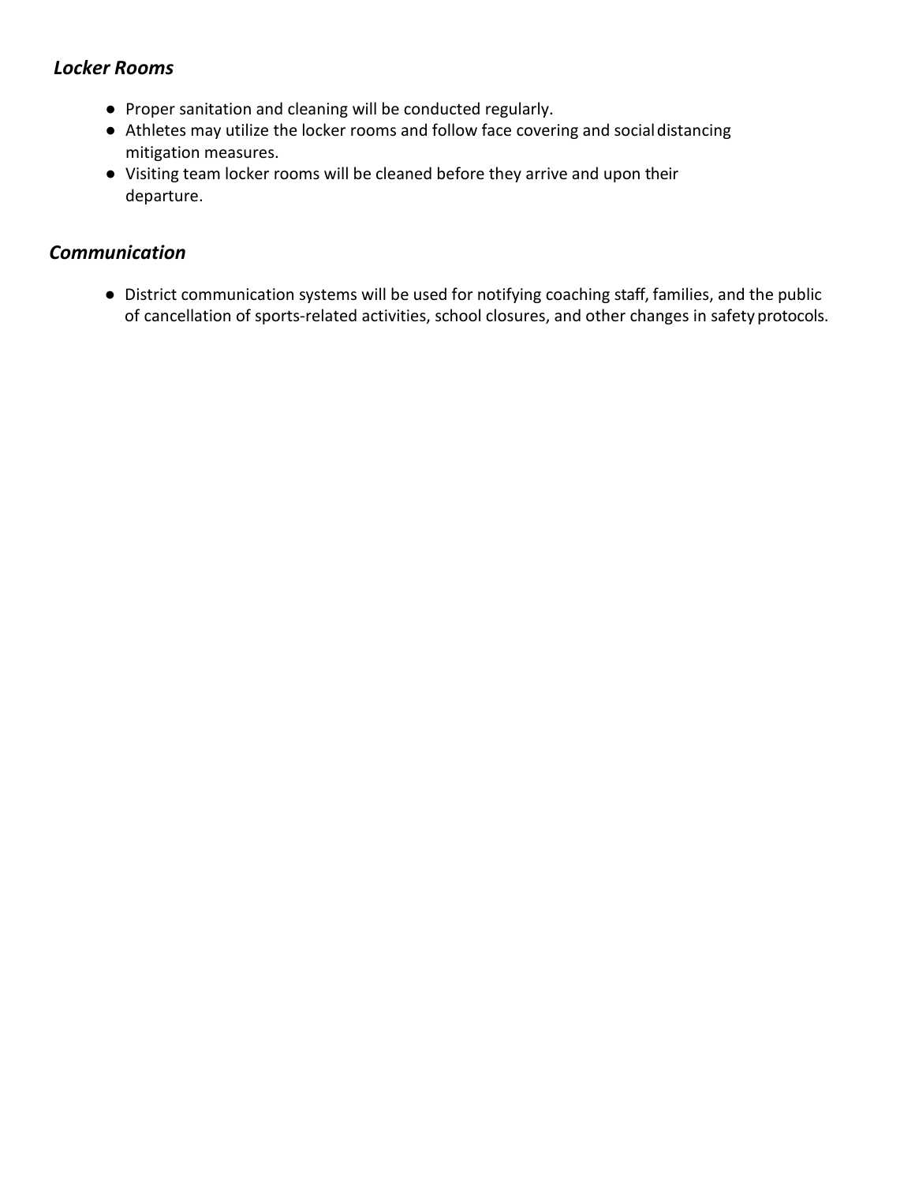### *Locker Rooms*

- Proper sanitation and cleaning will be conducted regularly.
- Athletes may utilize the locker rooms and follow face covering and social distancing mitigation measures.
- Visiting team locker rooms will be cleaned before they arrive and upon their departure.

### *Communication*

- District communication systems will be used for notifying coaching staff, families, and the public of cancellation of sports-related activities, school closures, and other changes in safety protocols.